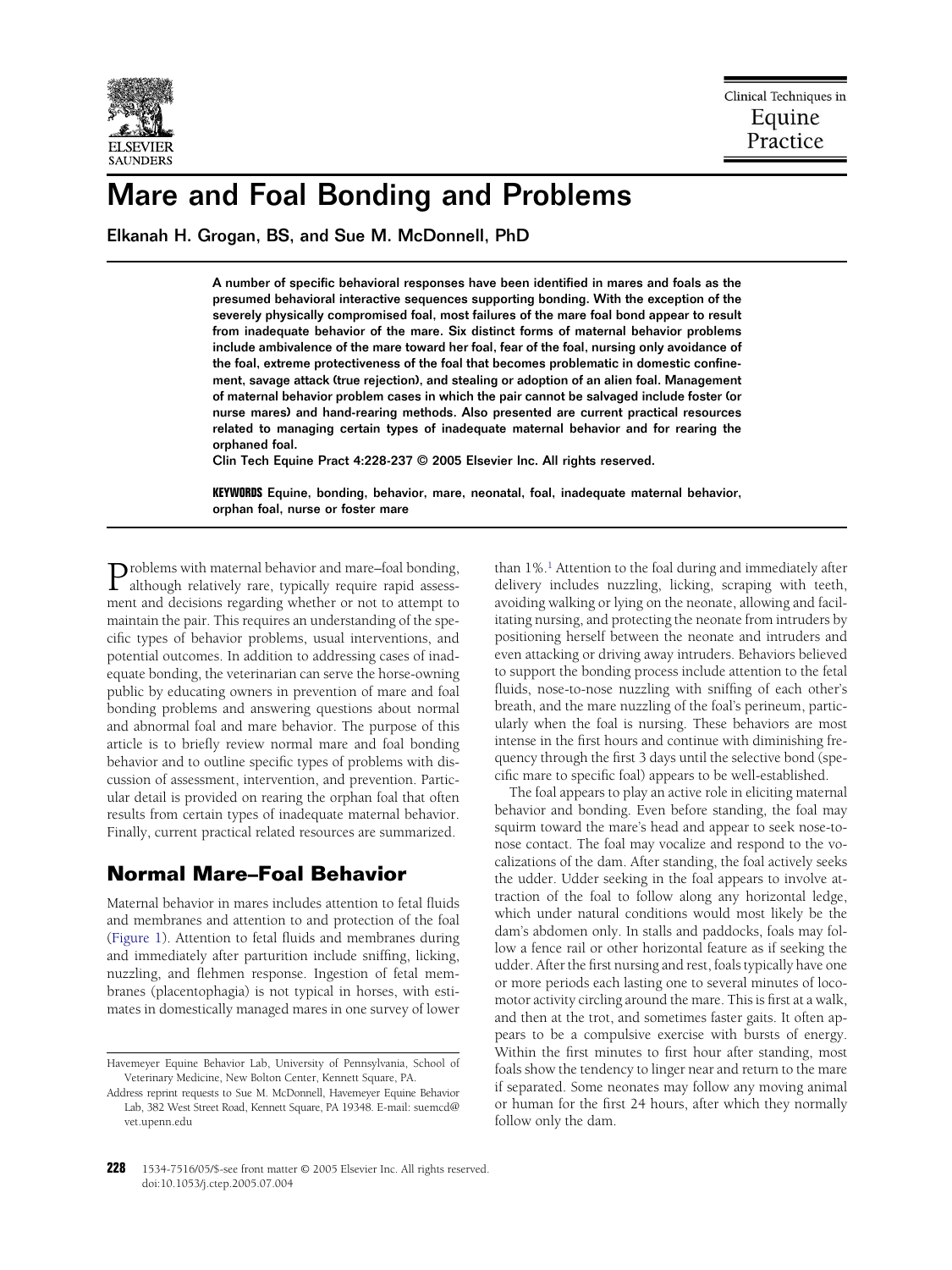# Mare and Foal Bonding and Problems

**Elkanah H. Grogan, BS, and Sue M. McDonnell, PhD**

**A number of specific behavioral responses have been identified in mares and foals as the presumed behavioral interactive sequences supporting bonding. With the exception of the severely physically compromised foal, most failures of the mare foal bond appear to result from inadequate behavior of the mare. Six distinct forms of maternal behavior problems include ambivalence of the mare toward her foal, fear of the foal, nursing only avoidance of the foal, extreme protectiveness of the foal that becomes problematic in domestic confinement, savage attack (true rejection), and stealing or adoption of an alien foal. Management of maternal behavior problem cases in which the pair cannot be salvaged include foster (or nurse mares) and hand-rearing methods. Also presented are current practical resources related to managing certain types of inadequate maternal behavior and for rearing the orphaned foal.**

**Clin Tech Equine Pract 4:228-237 © 2005 Elsevier Inc. All rights reserved.**

**KEYWORDS** Equine, bonding, behavior, mare, neonatal, foal, inadequate maternal behavior, orphan foal, nurse or foster mare

Problems with maternal behavior and mare–foal bonding, although relatively rare, typically require rapid assessment and decisions regarding whether or not to attempt to maintain the pair. This requires an understanding of the specific types of behavior problems, usual interventions, and potential outcomes. In addition to addressing cases of inadequate bonding, the veterinarian can serve the horse-owning public by educating owners in prevention of mare and foal bonding problems and answering questions about normal and abnormal foal and mare behavior. The purpose of this article is to briefly review normal mare and foal bonding behavior and to outline specific types of problems with discussion of assessment, intervention, and prevention. Particular detail is provided on rearing the orphan foal that often results from certain types of inadequate maternal behavior. Finally, current practical related resources are summarized.

## Normal Mare–Foal Behavior

Maternal behavior in mares includes attention to fetal fluids and membranes and attention to and protection of the foal (Figure 1). Attention to fetal fluids and membranes during and immediately after parturition include sniffing, licking, nuzzling, and flehmen response. Ingestion of fetal membranes (placentophagia) is not typical in horses, with estimates in domestically managed mares in one survey of lower than 1%.[1] Attention to the foal during and immediately after delivery includes nuzzling, licking, scraping with teeth, avoiding walking or lying on the neonate, allowing and facilitating nursing, and protecting the neonate from intruders by positioning herself between the neonate and intruders and even attacking or driving away intruders. Behaviors believed to support the bonding process include attention to the fetal fluids, nose-to-nose nuzzling with sniffing of each other's breath, and the mare nuzzling of the foal's perineum, particularly when the foal is nursing. These behaviors are most intense in the first hours and continue with diminishing frequency through the first 3 days until the selective bond (specific mare to specific foal) appears to be well-established.

The foal appears to play an active role in eliciting maternal behavior and bonding. Even before standing, the foal may squirm toward the mare's head and appear to seek nose-to-nose contact. The foal may vocalize and respond to the vocalizations of the dam. After standing, the foal actively seeks the udder. Udder seeking in the foal appears to involve attraction of the foal to follow along any horizontal ledge, which under natural conditions would most likely be the dam's abdomen only. In stalls and paddocks, foals may follow a fence rail or other horizontal feature as if seeking the udder. After the first nursing and rest, foals typically have one or more periods each lasting one to several minutes of locomotor activity circling around the mare. This is first at a walk, and then at the trot, and sometimes faster gaits. It often appears to be a compulsive exercise with bursts of energy. Within the first minutes to first hour after standing, most foals show the tendency to linger near and return to the mare if separated. Some neonates may follow any moving animal or human for the first 24 hours, after which they normally follow only the dam.

Havemeyer Equine Behavior Lab, University of Pennsylvania, School of Veterinary Medicine, New Bolton Center, Kennett Square, PA.

Address reprint requests to Sue M. McDonnell, Havemeyer Equine Behavior Lab, 382 West Street Road, Kennett Square, PA 19348. E-mail: suemcd@vet.upenn.edu

1534-7516/05/$-see front matter © 2005 Elsevier Inc. All rights reserved.
doi:10.1053/j.ctep.2005.07.004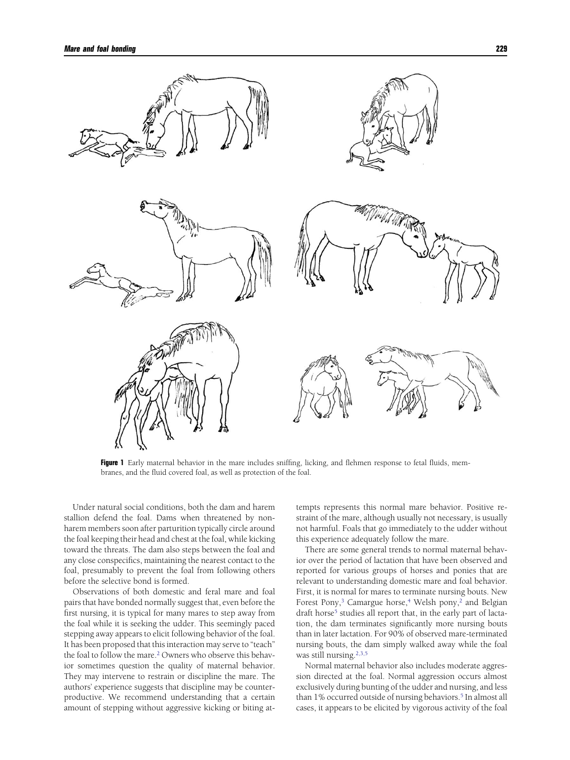**Figure 1** Early maternal behavior in the mare includes sniffing, licking, and flehmen response to fetal fluids, membranes, and the fluid covered foal, as well as protection of the foal.

Under natural social conditions, both the dam and harem stallion defend the foal. Dams when threatened by nonharem members soon after parturition typically circle around the foal keeping their head and chest at the foal, while kicking toward the threats. The dam also steps between the foal and any close conspecifics, maintaining the nearest contact to the foal, presumably to prevent the foal from following others before the selective bond is formed.

Observations of both domestic and feral mare and foal pairs that have bonded normally suggest that, even before the first nursing, it is typical for many mares to step away from the foal while it is seeking the udder. This seemingly paced stepping away appears to elicit following behavior of the foal. It has been proposed that this interaction may serve to "teach" the foal to follow the mare.[2] Owners who observe this behavior sometimes question the quality of maternal behavior. They may intervene to restrain or discipline the mare. The authors' experience suggests that discipline may be counterproductive. We recommend understanding that a certain amount of stepping without aggressive kicking or biting attempts represents this normal mare behavior. Positive restraint of the mare, although usually not necessary, is usually not harmful. Foals that go immediately to the udder without this experience adequately follow the mare.

There are some general trends to normal maternal behavior over the period of lactation that have been observed and reported for various groups of horses and ponies that are relevant to understanding domestic mare and foal behavior. First, it is normal for mares to terminate nursing bouts. New Forest Pony,[3] Camargue horse,[4] Welsh pony,[2] and Belgian draft horse[5] studies all report that, in the early part of lactation, the dam terminates significantly more nursing bouts than in later lactation. For 90% of observed mare-terminated nursing bouts, the dam simply walked away while the foal was still nursing.[2,3,5]

Normal maternal behavior also includes moderate aggression directed at the foal. Normal aggression occurs almost exclusively during bunting of the udder and nursing, and less than 1% occurred outside of nursing behaviors.[5] In almost all cases, it appears to be elicited by vigorous activity of the foal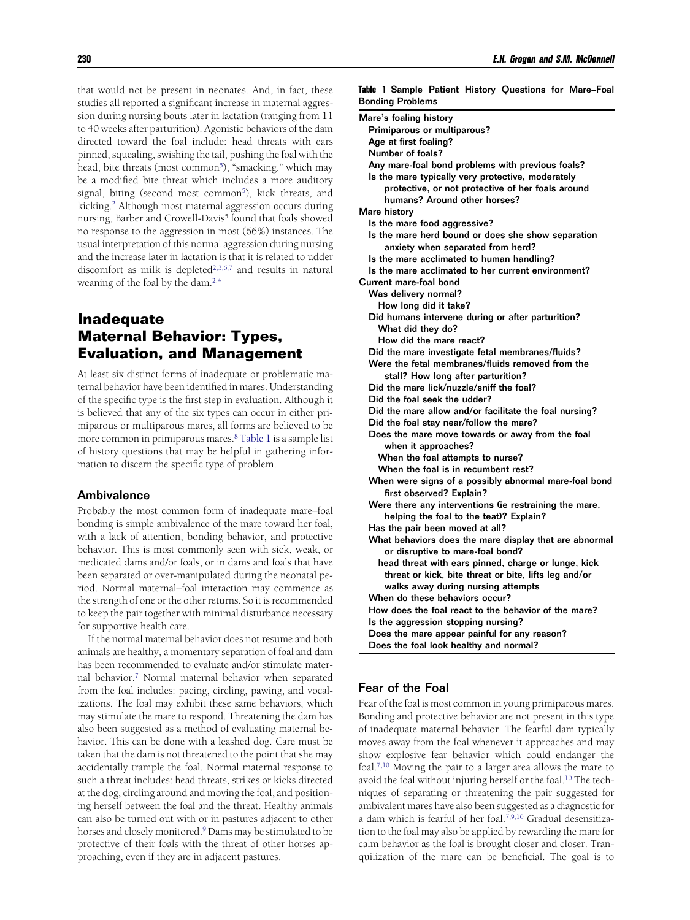that would not be present in neonates. And, in fact, these studies all reported a significant increase in maternal aggression during nursing bouts later in lactation (ranging from 11 to 40 weeks after parturition). Agonistic behaviors of the dam directed toward the foal include: head threats with ears pinned, squealing, swishing the tail, pushing the foal with the head, bite threats (most common[5]), "smacking," which may be a modified bite threat which includes a more auditory signal, biting (second most common[5]), kick threats, and kicking.[2] Although most maternal aggression occurs during nursing, Barber and Crowell-Davis[5] found that foals showed no response to the aggression in most (66%) instances. The usual interpretation of this normal aggression during nursing and the increase later in lactation is that it is related to udder discomfort as milk is depleted[2,3,6,7] and results in natural weaning of the foal by the dam.[2,4]

## Inadequate Maternal Behavior: Types, Evaluation, and Management

At least six distinct forms of inadequate or problematic maternal behavior have been identified in mares. Understanding of the specific type is the first step in evaluation. Although it is believed that any of the six types can occur in either primiparous or multiparous mares, all forms are believed to be more common in primiparous mares.[8] Table 1 is a sample list of history questions that may be helpful in gathering information to discern the specific type of problem.

**Table 1** Sample Patient History Questions for Mare–Foal Bonding Problems

| |
|---|
| **Mare's foaling history** |
| Primiparous or multiparous? |
| Age at first foaling? |
| Number of foals? |
| Any mare-foal bond problems with previous foals? |
| Is the mare typically very protective, moderately protective, or not protective of her foals around humans? Around other horses? |
| **Mare history** |
| Is the mare food aggressive? |
| Is the mare herd bound or does she show separation anxiety when separated from herd? |
| Is the mare acclimated to human handling? |
| Is the mare acclimated to her current environment? |
| **Current mare-foal bond** |
| Was delivery normal? |
| How long did it take? |
| Did humans intervene during or after parturition? |
| What did they do? |
| How did the mare react? |
| Did the mare investigate fetal membranes/fluids? |
| Were the fetal membranes/fluids removed from the stall? How long after parturition? |
| Did the mare lick/nuzzle/sniff the foal? |
| Did the foal seek the udder? |
| Did the mare allow and/or facilitate the foal nursing? |
| Did the foal stay near/follow the mare? |
| Does the mare move towards or away from the foal when it approaches? |
| When the foal attempts to nurse? |
| When the foal is in recumbent rest? |
| When were signs of a possibly abnormal mare-foal bond first observed? Explain? |
| Were there any interventions (ie restraining the mare, helping the foal to the teat)? Explain? |
| Has the pair been moved at all? |
| What behaviors does the mare display that are abnormal or disruptive to mare-foal bond? |
| head threat with ears pinned, charge or lunge, kick threat or kick, bite threat or bite, lifts leg and/or walks away during nursing attempts |
| When do these behaviors occur? |
| How does the foal react to the behavior of the mare? |
| Is the aggression stopping nursing? |
| Does the mare appear painful for any reason? |
| Does the foal look healthy and normal? |

### Ambivalence

Probably the most common form of inadequate mare–foal bonding is simple ambivalence of the mare toward her foal, with a lack of attention, bonding behavior, and protective behavior. This is most commonly seen with sick, weak, or medicated dams and/or foals, or in dams and foals that have been separated or over-manipulated during the neonatal period. Normal maternal–foal interaction may commence as the strength of one or the other returns. So it is recommended to keep the pair together with minimal disturbance necessary for supportive health care.

If the normal maternal behavior does not resume and both animals are healthy, a momentary separation of foal and dam has been recommended to evaluate and/or stimulate maternal behavior.[7] Normal maternal behavior when separated from the foal includes: pacing, circling, pawing, and vocalizations. The foal may exhibit these same behaviors, which may stimulate the mare to respond. Threatening the dam has also been suggested as a method of evaluating maternal behavior. This can be done with a leashed dog. Care must be taken that the dam is not threatened to the point that she may accidentally trample the foal. Normal maternal response to such a threat includes: head threats, strikes or kicks directed at the dog, circling around and moving the foal, and positioning herself between the foal and the threat. Healthy animals can also be turned out with or in pastures adjacent to other horses and closely monitored.[9] Dams may be stimulated to be protective of their foals with the threat of other horses approaching, even if they are in adjacent pastures.

### Fear of the Foal

Fear of the foal is most common in young primiparous mares. Bonding and protective behavior are not present in this type of inadequate maternal behavior. The fearful dam typically moves away from the foal whenever it approaches and may show explosive fear behavior which could endanger the foal.[7,10] Moving the pair to a larger area allows the mare to avoid the foal without injuring herself or the foal.[10] The techniques of separating or threatening the pair suggested for ambivalent mares have also been suggested as a diagnostic for a dam which is fearful of her foal.[7,9,10] Gradual desensitization to the foal may also be applied by rewarding the mare for calm behavior as the foal is brought closer and closer. Tranquilization of the mare can be beneficial. The goal is to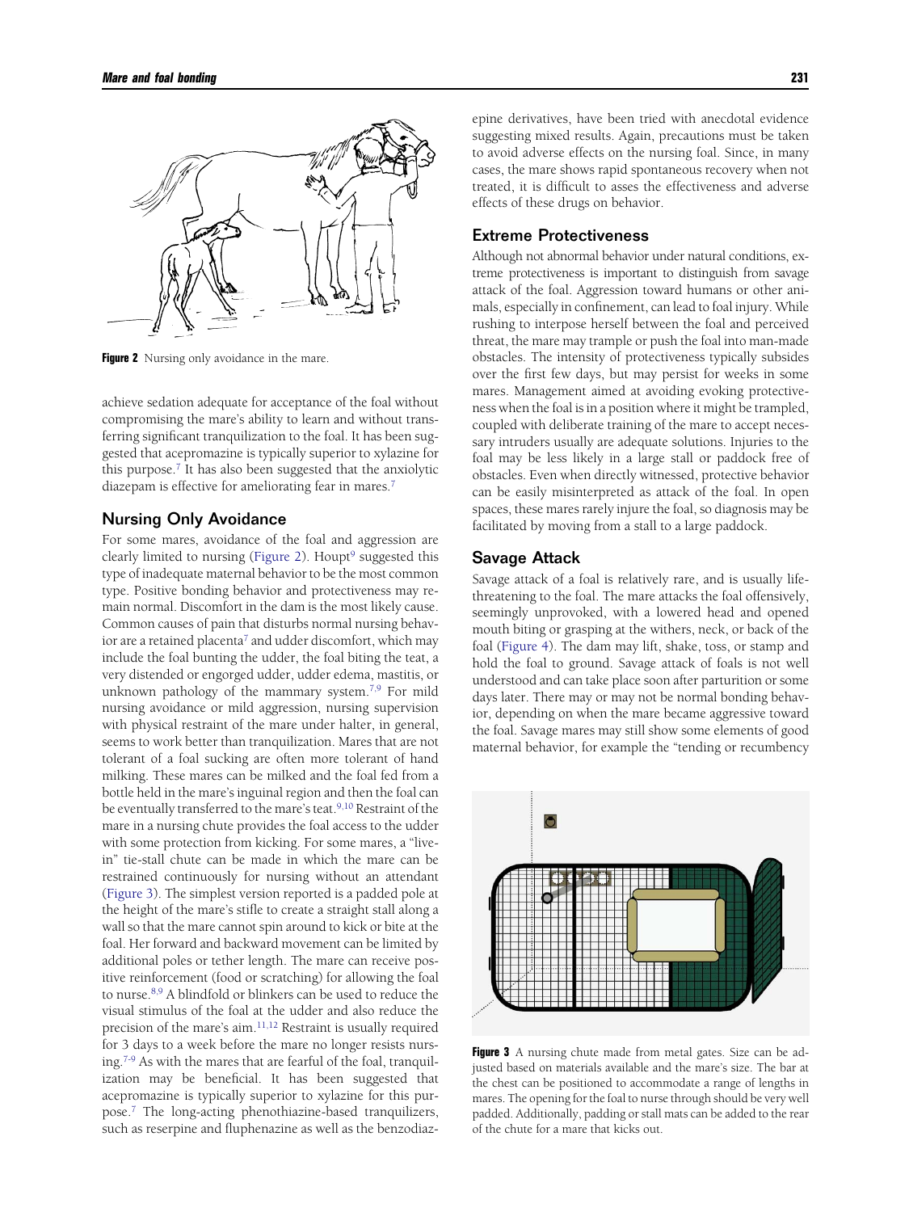Figure 2 Nursing only avoidance in the mare.

achieve sedation adequate for acceptance of the foal without compromising the mare's ability to learn and without transferring significant tranquilization to the foal. It has been suggested that acepromazine is typically superior to xylazine for this purpose.[7] It has also been suggested that the anxiolytic diazepam is effective for ameliorating fear in mares.[7]

## Nursing Only Avoidance

For some mares, avoidance of the foal and aggression are clearly limited to nursing (Figure 2). Houpt[9] suggested this type of inadequate maternal behavior to be the most common type. Positive bonding behavior and protectiveness may remain normal. Discomfort in the dam is the most likely cause. Common causes of pain that disturbs normal nursing behavior are a retained placenta[7] and udder discomfort, which may include the foal bunting the udder, the foal biting the teat, a very distended or engorged udder, udder edema, mastitis, or unknown pathology of the mammary system.[7,9] For mild nursing avoidance or mild aggression, nursing supervision with physical restraint of the mare under halter, in general, seems to work better than tranquilization. Mares that are not tolerant of a foal sucking are often more tolerant of hand milking. These mares can be milked and the foal fed from a bottle held in the mare's inguinal region and then the foal can be eventually transferred to the mare's teat.[9,10] Restraint of the mare in a nursing chute provides the foal access to the udder with some protection from kicking. For some mares, a "live-in" tie-stall chute can be made in which the mare can be restrained continuously for nursing without an attendant (Figure 3). The simplest version reported is a padded pole at the height of the mare's stifle to create a straight stall along a wall so that the mare cannot spin around to kick or bite at the foal. Her forward and backward movement can be limited by additional poles or tether length. The mare can receive positive reinforcement (food or scratching) for allowing the foal to nurse.[8,9] A blindfold or blinkers can be used to reduce the visual stimulus of the foal at the udder and also reduce the precision of the mare's aim.[11,12] Restraint is usually required for 3 days to a week before the mare no longer resists nursing.[7-9] As with the mares that are fearful of the foal, tranquilization may be beneficial. It has been suggested that acepromazine is typically superior to xylazine for this purpose.[7] The long-acting phenothiazine-based tranquilizers, such as reserpine and fluphenazine as well as the benzodiazepine derivatives, have been tried with anecdotal evidence suggesting mixed results. Again, precautions must be taken to avoid adverse effects on the nursing foal. Since, in many cases, the mare shows rapid spontaneous recovery when not treated, it is difficult to asses the effectiveness and adverse effects of these drugs on behavior.

## Extreme Protectiveness

Although not abnormal behavior under natural conditions, extreme protectiveness is important to distinguish from savage attack of the foal. Aggression toward humans or other animals, especially in confinement, can lead to foal injury. While rushing to interpose herself between the foal and perceived threat, the mare may trample or push the foal into man-made obstacles. The intensity of protectiveness typically subsides over the first few days, but may persist for weeks in some mares. Management aimed at avoiding evoking protectiveness when the foal is in a position where it might be trampled, coupled with deliberate training of the mare to accept necessary intruders usually are adequate solutions. Injuries to the foal may be less likely in a large stall or paddock free of obstacles. Even when directly witnessed, protective behavior can be easily misinterpreted as attack of the foal. In open spaces, these mares rarely injure the foal, so diagnosis may be facilitated by moving from a stall to a large paddock.

## Savage Attack

Savage attack of a foal is relatively rare, and is usually life-threatening to the foal. The mare attacks the foal offensively, seemingly unprovoked, with a lowered head and opened mouth biting or grasping at the withers, neck, or back of the foal (Figure 4). The dam may lift, shake, toss, or stamp and hold the foal to ground. Savage attack of foals is not well understood and can take place soon after parturition or some days later. There may or may not be normal bonding behavior, depending on when the mare became aggressive toward the foal. Savage mares may still show some elements of good maternal behavior, for example the "tending or recumbency

Figure 3 A nursing chute made from metal gates. Size can be adjusted based on materials available and the mare's size. The bar at the chest can be positioned to accommodate a range of lengths in mares. The opening for the foal to nurse through should be very well padded. Additionally, padding or stall mats can be added to the rear of the chute for a mare that kicks out.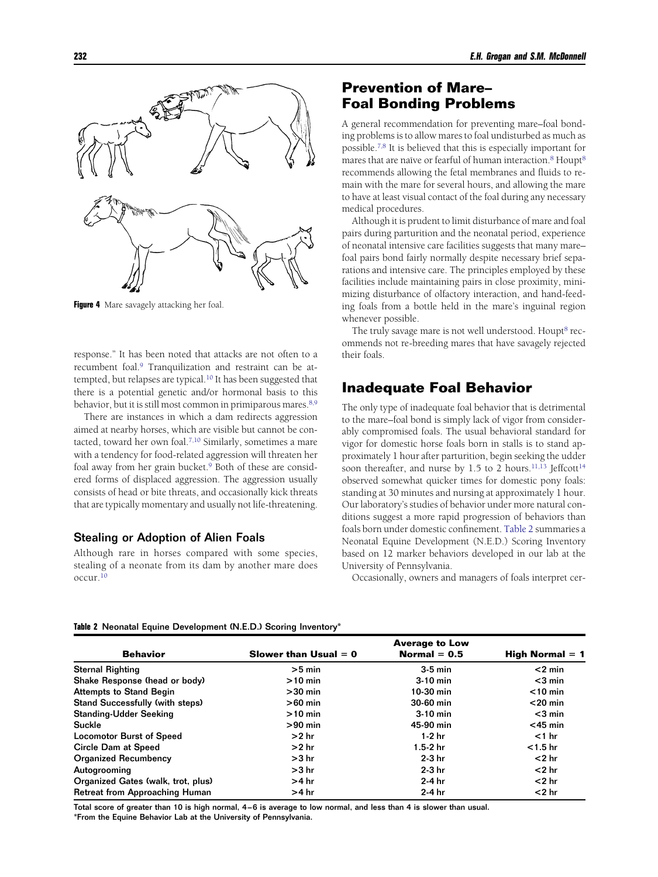Figure 4 Mare savagely attacking her foal.

response." It has been noted that attacks are not often to a recumbent foal.[9] Tranquilization and restraint can be attempted, but relapses are typical.[10] It has been suggested that there is a potential genetic and/or hormonal basis to this behavior, but it is still most common in primiparous mares.[8,9]

There are instances in which a dam redirects aggression aimed at nearby horses, which are visible but cannot be contacted, toward her own foal.[7,10] Similarly, sometimes a mare with a tendency for food-related aggression will threaten her foal away from her grain bucket.[9] Both of these are considered forms of displaced aggression. The aggression usually consists of head or bite threats, and occasionally kick threats that are typically momentary and usually not life-threatening.

### Stealing or Adoption of Alien Foals

Although rare in horses compared with some species, stealing of a neonate from its dam by another mare does occur.[10]

## Prevention of Mare–Foal Bonding Problems

A general recommendation for preventing mare–foal bonding problems is to allow mares to foal undisturbed as much as possible.[7,8] It is believed that this is especially important for mares that are naïve or fearful of human interaction.[8] Houpt[8] recommends allowing the fetal membranes and fluids to remain with the mare for several hours, and allowing the mare to have at least visual contact of the foal during any necessary medical procedures.

Although it is prudent to limit disturbance of mare and foal pairs during parturition and the neonatal period, experience of neonatal intensive care facilities suggests that many mare–foal pairs bond fairly normally despite necessary brief separations and intensive care. The principles employed by these facilities include maintaining pairs in close proximity, minimizing disturbance of olfactory interaction, and hand-feeding foals from a bottle held in the mare's inguinal region whenever possible.

The truly savage mare is not well understood. Houpt[8] recommends not re-breeding mares that have savagely rejected their foals.

## Inadequate Foal Behavior

The only type of inadequate foal behavior that is detrimental to the mare–foal bond is simply lack of vigor from considerably compromised foals. The usual behavioral standard for vigor for domestic horse foals born in stalls is to stand approximately 1 hour after parturition, begin seeking the udder soon thereafter, and nurse by 1.5 to 2 hours.[11,13] Jeffcott[14] observed somewhat quicker times for domestic pony foals: standing at 30 minutes and nursing at approximately 1 hour. Our laboratory's studies of behavior under more natural conditions suggest a more rapid progression of behaviors than foals born under domestic confinement. Table 2 summarizes a Neonatal Equine Development (N.E.D.) Scoring Inventory based on 12 marker behaviors developed in our lab at the University of Pennsylvania.

Occasionally, owners and managers of foals interpret cer-

**Table 2** Neonatal Equine Development (N.E.D.) Scoring Inventory*

| Behavior | Slower than Usual = 0 | Average to Low Normal = 0.5 | High Normal = 1 |
|---|---|---|---|
| Sternal Righting | >5 min | 3-5 min | <2 min |
| Shake Response (head or body) | >10 min | 3-10 min | <3 min |
| Attempts to Stand Begin | >30 min | 10-30 min | <10 min |
| Stand Successfully (with steps) | >60 min | 30-60 min | <20 min |
| Standing-Udder Seeking | >10 min | 3-10 min | <3 min |
| Suckle | >90 min | 45-90 min | <45 min |
| Locomotor Burst of Speed | >2 hr | 1-2 hr | <1 hr |
| Circle Dam at Speed | >2 hr | 1.5-2 hr | <1.5 hr |
| Organized Recumbency | >3 hr | 2-3 hr | <2 hr |
| Autogrooming | >3 hr | 2-3 hr | <2 hr |
| Organized Gates (walk, trot, plus) | >4 hr | 2-4 hr | <2 hr |
| Retreat from Approaching Human | >4 hr | 2-4 hr | <2 hr |

**Total score of greater than 10 is high normal, 4–6 is average to low normal, and less than 4 is slower than usual.**
**\*From the Equine Behavior Lab at the University of Pennsylvania.**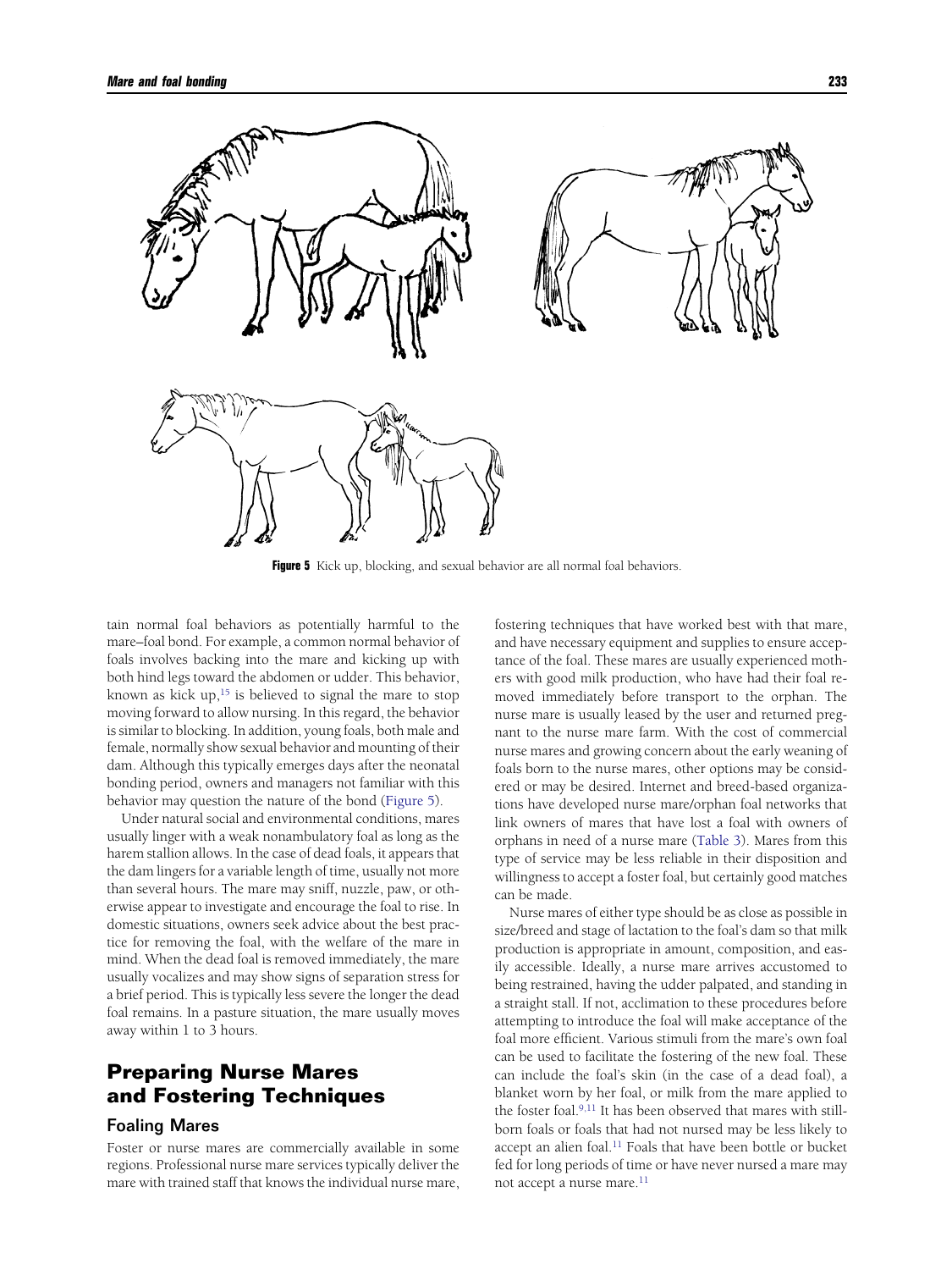Figure 5 Kick up, blocking, and sexual behavior are all normal foal behaviors.

tain normal foal behaviors as potentially harmful to the mare–foal bond. For example, a common normal behavior of foals involves backing into the mare and kicking up with both hind legs toward the abdomen or udder. This behavior, known as kick up,[15] is believed to signal the mare to stop moving forward to allow nursing. In this regard, the behavior is similar to blocking. In addition, young foals, both male and female, normally show sexual behavior and mounting of their dam. Although this typically emerges days after the neonatal bonding period, owners and managers not familiar with this behavior may question the nature of the bond (Figure 5).

Under natural social and environmental conditions, mares usually linger with a weak nonambulatory foal as long as the harem stallion allows. In the case of dead foals, it appears that the dam lingers for a variable length of time, usually not more than several hours. The mare may sniff, nuzzle, paw, or otherwise appear to investigate and encourage the foal to rise. In domestic situations, owners seek advice about the best practice for removing the foal, with the welfare of the mare in mind. When the dead foal is removed immediately, the mare usually vocalizes and may show signs of separation stress for a brief period. This is typically less severe the longer the dead foal remains. In a pasture situation, the mare usually moves away within 1 to 3 hours.

## Preparing Nurse Mares and Fostering Techniques

### Foaling Mares

Foster or nurse mares are commercially available in some regions. Professional nurse mare services typically deliver the mare with trained staff that knows the individual nurse mare, fostering techniques that have worked best with that mare, and have necessary equipment and supplies to ensure acceptance of the foal. These mares are usually experienced mothers with good milk production, who have had their foal removed immediately before transport to the orphan. The nurse mare is usually leased by the user and returned pregnant to the nurse mare farm. With the cost of commercial nurse mares and growing concern about the early weaning of foals born to the nurse mares, other options may be considered or may be desired. Internet and breed-based organizations have developed nurse mare/orphan foal networks that link owners of mares that have lost a foal with owners of orphans in need of a nurse mare (Table 3). Mares from this type of service may be less reliable in their disposition and willingness to accept a foster foal, but certainly good matches can be made.

Nurse mares of either type should be as close as possible in size/breed and stage of lactation to the foal's dam so that milk production is appropriate in amount, composition, and easily accessible. Ideally, a nurse mare arrives accustomed to being restrained, having the udder palpated, and standing in a straight stall. If not, acclimation to these procedures before attempting to introduce the foal will make acceptance of the foal more efficient. Various stimuli from the mare's own foal can be used to facilitate the fostering of the new foal. These can include the foal's skin (in the case of a dead foal), a blanket worn by her foal, or milk from the mare applied to the foster foal.[9,11] It has been observed that mares with stillborn foals or foals that had not nursed may be less likely to accept an alien foal.[11] Foals that have been bottle or bucket fed for long periods of time or have never nursed a mare may not accept a nurse mare.[11]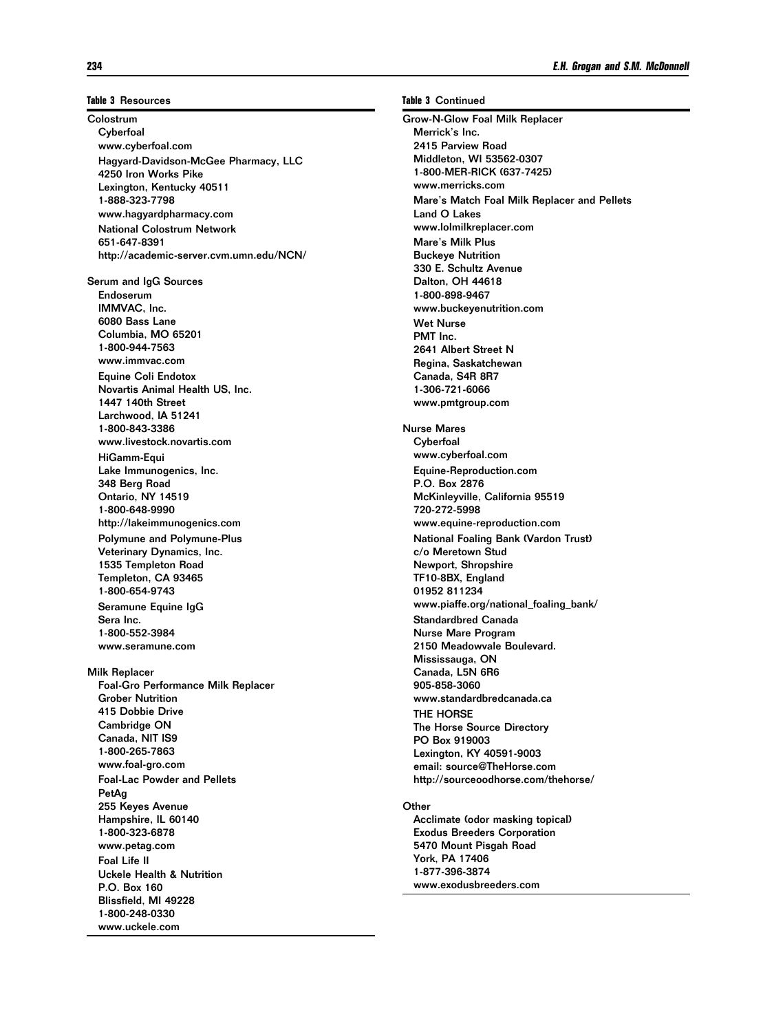**Table 3** Resources

**Colostrum**

- Cyberfoal
  www.cyberfoal.com
- Hagyard-Davidson-McGee Pharmacy, LLC
  4250 Iron Works Pike
  Lexington, Kentucky 40511
  1-888-323-7798
  www.hagyardpharmacy.com
- National Colostrum Network
  651-647-8391
  http://academic-server.cvm.umn.edu/NCN/

**Serum and IgG Sources**

- Endoserum
  IMMVAC, Inc.
  6080 Bass Lane
  Columbia, MO 65201
  1-800-944-7563
  www.immvac.com
- Equine Coli Endotox
  Novartis Animal Health US, Inc.
  1447 140th Street
  Larchwood, IA 51241
  1-800-843-3386
  www.livestock.novartis.com
- HiGamm-Equi
  Lake Immunogenics, Inc.
  348 Berg Road
  Ontario, NY 14519
  1-800-648-9990
  http://lakeimmunogenics.com
- Polymune and Polymune-Plus
  Veterinary Dynamics, Inc.
  1535 Templeton Road
  Templeton, CA 93465
  1-800-654-9743
- Seramune Equine IgG
  Sera Inc.
  1-800-552-3984
  www.seramune.com

**Milk Replacer**

- Foal-Gro Performance Milk Replacer
  Grober Nutrition
  415 Dobbie Drive
  Cambridge ON
  Canada, NIT IS9
  1-800-265-7863
  www.foal-gro.com
- Foal-Lac Powder and Pellets
  PetAg
  255 Keyes Avenue
  Hampshire, IL 60140
  1-800-323-6878
  www.petag.com
- Foal Life II
  Uckele Health & Nutrition
  P.O. Box 160
  Blissfield, MI 49228
  1-800-248-0330
  www.uckele.com

**Table 3** Continued

- Grow-N-Glow Foal Milk Replacer
  Merrick's Inc.
  2415 Parview Road
  Middleton, WI 53562-0307
  1-800-MER-RICK (637-7425)
  www.merricks.com
- Mare's Match Foal Milk Replacer and Pellets
  Land O Lakes
  www.lolmilkreplacer.com
- Mare's Milk Plus
  Buckeye Nutrition
  330 E. Schultz Avenue
  Dalton, OH 44618
  1-800-898-9467
  www.buckeyenutrition.com
- Wet Nurse
  PMT Inc.
  2641 Albert Street N
  Regina, Saskatchewan
  Canada, S4R 8R7
  1-306-721-6066
  www.pmtgroup.com

**Nurse Mares**

- Cyberfoal
  www.cyberfoal.com
- Equine-Reproduction.com
  P.O. Box 2876
  McKinleyville, California 95519
  720-272-5998
  www.equine-reproduction.com
- National Foaling Bank (Vardon Trust)
  c/o Meretown Stud
  Newport, Shropshire
  TF10-8BX, England
  01952 811234
  www.piaffe.org/national_foaling_bank/
- Standardbred Canada
  Nurse Mare Program
  2150 Meadowvale Boulevard.
  Mississauga, ON
  Canada, L5N 6R6
  905-858-3060
  www.standardbredcanada.ca
- THE HORSE
  The Horse Source Directory
  PO Box 919003
  Lexington, KY 40591-9003
  email: source@TheHorse.com
  http://sourceoodhorse.com/thehorse/

**Other**

- Acclimate (odor masking topical)
  Exodus Breeders Corporation
  5470 Mount Pisgah Road
  York, PA 17406
  1-877-396-3874
  www.exodusbreeders.com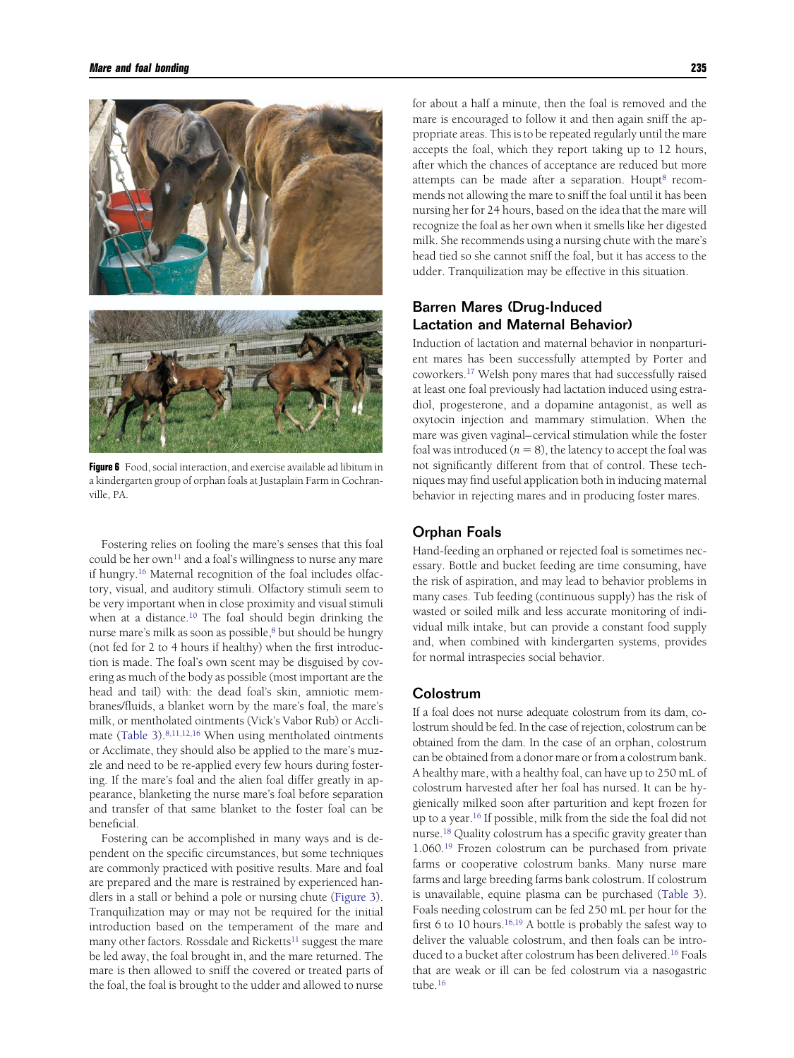**Figure 6** Food, social interaction, and exercise available ad libitum in a kindergarten group of orphan foals at Justaplain Farm in Cochranville, PA.

Fostering relies on fooling the mare's senses that this foal could be her own[11] and a foal's willingness to nurse any mare if hungry.[16] Maternal recognition of the foal includes olfactory, visual, and auditory stimuli. Olfactory stimuli seem to be very important when in close proximity and visual stimuli when at a distance.[10] The foal should begin drinking the nurse mare's milk as soon as possible,[8] but should be hungry (not fed for 2 to 4 hours if healthy) when the first introduction is made. The foal's own scent may be disguised by covering as much of the body as possible (most important are the head and tail) with: the dead foal's skin, amniotic membranes/fluids, a blanket worn by the mare's foal, the mare's milk, or mentholated ointments (Vick's Vabor Rub) or Acclimate (Table 3).[8,11,12,16] When using mentholated ointments or Acclimate, they should also be applied to the mare's muzzle and need to be re-applied every few hours during fostering. If the mare's foal and the alien foal differ greatly in appearance, blanketing the nurse mare's foal before separation and transfer of that same blanket to the foster foal can be beneficial.

Fostering can be accomplished in many ways and is dependent on the specific circumstances, but some techniques are commonly practiced with positive results. Mare and foal are prepared and the mare is restrained by experienced handlers in a stall or behind a pole or nursing chute (Figure 3). Tranquilization may or may not be required for the initial introduction based on the temperament of the mare and many other factors. Rossdale and Ricketts[11] suggest the mare be led away, the foal brought in, and the mare returned. The mare is then allowed to sniff the covered or treated parts of the foal, the foal is brought to the udder and allowed to nurse for about a half a minute, then the foal is removed and the mare is encouraged to follow it and then again sniff the appropriate areas. This is to be repeated regularly until the mare accepts the foal, which they report taking up to 12 hours, after which the chances of acceptance are reduced but more attempts can be made after a separation. Houpt[8] recommends not allowing the mare to sniff the foal until it has been nursing her for 24 hours, based on the idea that the mare will recognize the foal as her own when it smells like her digested milk. She recommends using a nursing chute with the mare's head tied so she cannot sniff the foal, but it has access to the udder. Tranquilization may be effective in this situation.

## Barren Mares (Drug-Induced Lactation and Maternal Behavior)

Induction of lactation and maternal behavior in nonparturient mares has been successfully attempted by Porter and coworkers.[17] Welsh pony mares that had successfully raised at least one foal previously had lactation induced using estradiol, progesterone, and a dopamine antagonist, as well as oxytocin injection and mammary stimulation. When the mare was given vaginal–cervical stimulation while the foster foal was introduced ($n = 8$), the latency to accept the foal was not significantly different from that of control. These techniques may find useful application both in inducing maternal behavior in rejecting mares and in producing foster mares.

## Orphan Foals

Hand-feeding an orphaned or rejected foal is sometimes necessary. Bottle and bucket feeding are time consuming, have the risk of aspiration, and may lead to behavior problems in many cases. Tub feeding (continuous supply) has the risk of wasted or soiled milk and less accurate monitoring of individual milk intake, but can provide a constant food supply and, when combined with kindergarten systems, provides for normal intraspecies social behavior.

## Colostrum

If a foal does not nurse adequate colostrum from its dam, colostrum should be fed. In the case of rejection, colostrum can be obtained from the dam. In the case of an orphan, colostrum can be obtained from a donor mare or from a colostrum bank. A healthy mare, with a healthy foal, can have up to 250 mL of colostrum harvested after her foal has nursed. It can be hygienically milked soon after parturition and kept frozen for up to a year.[16] If possible, milk from the side the foal did not nurse.[18] Quality colostrum has a specific gravity greater than 1.060.[19] Frozen colostrum can be purchased from private farms or cooperative colostrum banks. Many nurse mare farms and large breeding farms bank colostrum. If colostrum is unavailable, equine plasma can be purchased (Table 3). Foals needing colostrum can be fed 250 mL per hour for the first 6 to 10 hours.[16,19] A bottle is probably the safest way to deliver the valuable colostrum, and then foals can be introduced to a bucket after colostrum has been delivered.[16] Foals that are weak or ill can be fed colostrum via a nasogastric tube.[16]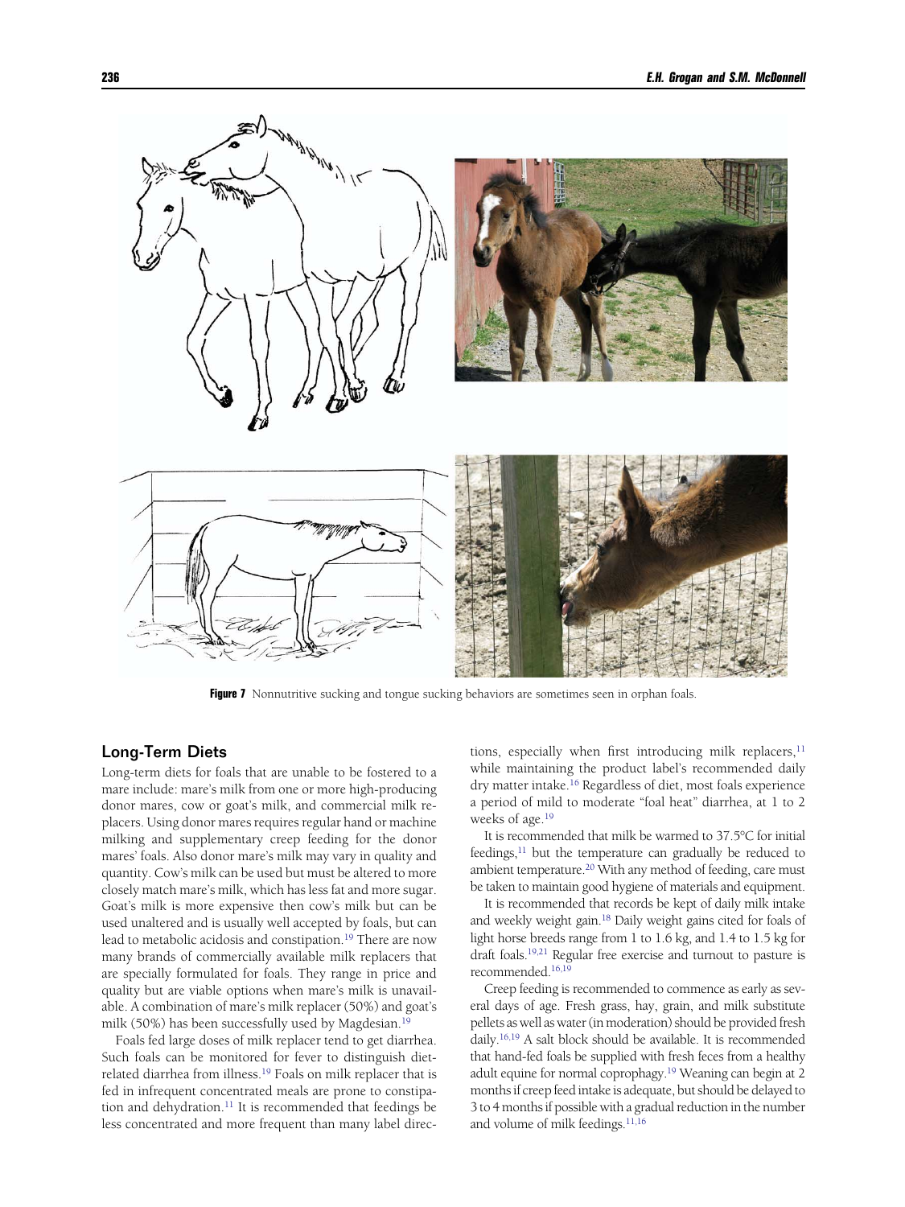**Figure 7** Nonnutritive sucking and tongue sucking behaviors are sometimes seen in orphan foals.

## Long-Term Diets

Long-term diets for foals that are unable to be fostered to a mare include: mare's milk from one or more high-producing donor mares, cow or goat's milk, and commercial milk replacers. Using donor mares requires regular hand or machine milking and supplementary creep feeding for the donor mares' foals. Also donor mare's milk may vary in quality and quantity. Cow's milk can be used but must be altered to more closely match mare's milk, which has less fat and more sugar. Goat's milk is more expensive then cow's milk but can be used unaltered and is usually well accepted by foals, but can lead to metabolic acidosis and constipation.[19] There are now many brands of commercially available milk replacers that are specially formulated for foals. They range in price and quality but are viable options when mare's milk is unavailable. A combination of mare's milk replacer (50%) and goat's milk (50%) has been successfully used by Magdesian.[19]

Foals fed large doses of milk replacer tend to get diarrhea. Such foals can be monitored for fever to distinguish diet-related diarrhea from illness.[19] Foals on milk replacer that is fed in infrequent concentrated meals are prone to constipation and dehydration.[11] It is recommended that feedings be less concentrated and more frequent than many label directions, especially when first introducing milk replacers,[11] while maintaining the product label's recommended daily dry matter intake.[16] Regardless of diet, most foals experience a period of mild to moderate "foal heat" diarrhea, at 1 to 2 weeks of age.[19]

It is recommended that milk be warmed to 37.5°C for initial feedings,[11] but the temperature can gradually be reduced to ambient temperature.[20] With any method of feeding, care must be taken to maintain good hygiene of materials and equipment.

It is recommended that records be kept of daily milk intake and weekly weight gain.[18] Daily weight gains cited for foals of light horse breeds range from 1 to 1.6 kg, and 1.4 to 1.5 kg for draft foals.[19,21] Regular free exercise and turnout to pasture is recommended.[16,19]

Creep feeding is recommended to commence as early as several days of age. Fresh grass, hay, grain, and milk substitute pellets as well as water (in moderation) should be provided fresh daily.[16,19] A salt block should be available. It is recommended that hand-fed foals be supplied with fresh feces from a healthy adult equine for normal coprophagy.[19] Weaning can begin at 2 months if creep feed intake is adequate, but should be delayed to 3 to 4 months if possible with a gradual reduction in the number and volume of milk feedings.[11,16]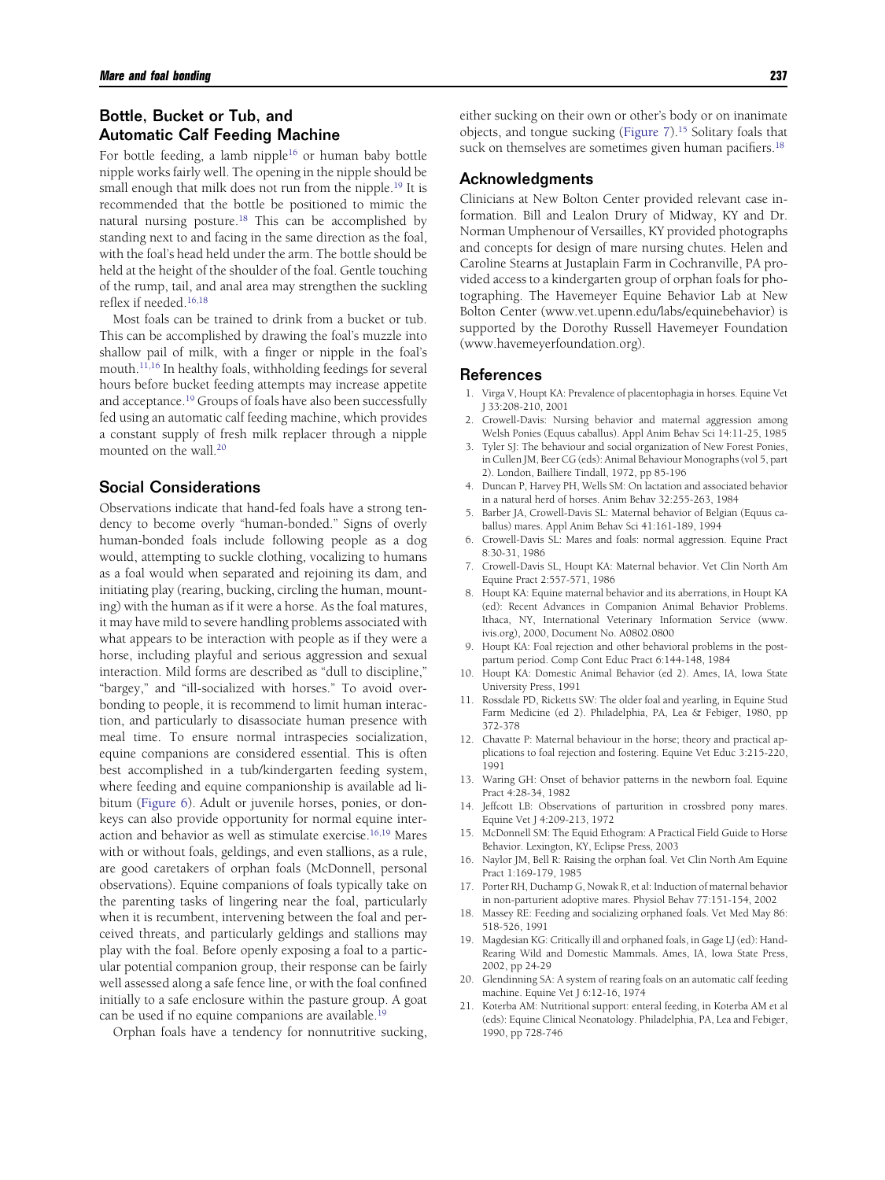## Bottle, Bucket or Tub, and Automatic Calf Feeding Machine

For bottle feeding, a lamb nipple[16] or human baby bottle nipple works fairly well. The opening in the nipple should be small enough that milk does not run from the nipple.[19] It is recommended that the bottle be positioned to mimic the natural nursing posture.[18] This can be accomplished by standing next to and facing in the same direction as the foal, with the foal's head held under the arm. The bottle should be held at the height of the shoulder of the foal. Gentle touching of the rump, tail, and anal area may strengthen the suckling reflex if needed.[16,18]

Most foals can be trained to drink from a bucket or tub. This can be accomplished by drawing the foal's muzzle into shallow pail of milk, with a finger or nipple in the foal's mouth.[11,16] In healthy foals, withholding feedings for several hours before bucket feeding attempts may increase appetite and acceptance.[19] Groups of foals have also been successfully fed using an automatic calf feeding machine, which provides a constant supply of fresh milk replacer through a nipple mounted on the wall.[20]

## Social Considerations

Observations indicate that hand-fed foals have a strong tendency to become overly "human-bonded." Signs of overly human-bonded foals include following people as a dog would, attempting to suckle clothing, vocalizing to humans as a foal would when separated and rejoining its dam, and initiating play (rearing, bucking, circling the human, mounting) with the human as if it were a horse. As the foal matures, it may have mild to severe handling problems associated with what appears to be interaction with people as if they were a horse, including playful and serious aggression and sexual interaction. Mild forms are described as "dull to discipline," "bargey," and "ill-socialized with horses." To avoid overbonding to people, it is recommend to limit human interaction, and particularly to disassociate human presence with meal time. To ensure normal intraspecies socialization, equine companions are considered essential. This is often best accomplished in a tub/kindergarten feeding system, where feeding and equine companionship is available ad libitum (Figure 6). Adult or juvenile horses, ponies, or donkeys can also provide opportunity for normal equine interaction and behavior as well as stimulate exercise.[16,19] Mares with or without foals, geldings, and even stallions, as a rule, are good caretakers of orphan foals (McDonnell, personal observations). Equine companions of foals typically take on the parenting tasks of lingering near the foal, particularly when it is recumbent, intervening between the foal and perceived threats, and particularly geldings and stallions may play with the foal. Before openly exposing a foal to a particular potential companion group, their response can be fairly well assessed along a safe fence line, or with the foal confined initially to a safe enclosure within the pasture group. A goat can be used if no equine companions are available.[19]

Orphan foals have a tendency for nonnutritive sucking, either sucking on their own or other's body or on inanimate objects, and tongue sucking (Figure 7).[15] Solitary foals that suck on themselves are sometimes given human pacifiers.[18]

## Acknowledgments

Clinicians at New Bolton Center provided relevant case information. Bill and Lealon Drury of Midway, KY and Dr. Norman Umphenour of Versailles, KY provided photographs and concepts for design of mare nursing chutes. Helen and Caroline Stearns at Justaplain Farm in Cochranville, PA provided access to a kindergarten group of orphan foals for photographing. The Havemeyer Equine Behavior Lab at New Bolton Center (www.vet.upenn.edu/labs/equinebehavior) is supported by the Dorothy Russell Havemeyer Foundation (www.havemeyerfoundation.org).

## References

1. Virga V, Houpt KA: Prevalence of placentophagia in horses. Equine Vet J 33:208-210, 2001
2. Crowell-Davis: Nursing behavior and maternal aggression among Welsh Ponies (Equus caballus). Appl Anim Behav Sci 14:11-25, 1985
3. Tyler SJ: The behaviour and social organization of New Forest Ponies, in Cullen JM, Beer CG (eds): Animal Behaviour Monographs (vol 5, part 2). London, Bailliere Tindall, 1972, pp 85-196
4. Duncan P, Harvey PH, Wells SM: On lactation and associated behavior in a natural herd of horses. Anim Behav 32:255-263, 1984
5. Barber JA, Crowell-Davis SL: Maternal behavior of Belgian (Equus caballus) mares. Appl Anim Behav Sci 41:161-189, 1994
6. Crowell-Davis SL: Mares and foals: normal aggression. Equine Pract 8:30-31, 1986
7. Crowell-Davis SL, Houpt KA: Maternal behavior. Vet Clin North Am Equine Pract 2:557-571, 1986
8. Houpt KA: Equine maternal behavior and its aberrations, in Houpt KA (ed): Recent Advances in Companion Animal Behavior Problems. Ithaca, NY, International Veterinary Information Service (www.ivis.org), 2000, Document No. A0802.0800
9. Houpt KA: Foal rejection and other behavioral problems in the postpartum period. Comp Cont Educ Pract 6:144-148, 1984
10. Houpt KA: Domestic Animal Behavior (ed 2). Ames, IA, Iowa State University Press, 1991
11. Rossdale PD, Ricketts SW: The older foal and yearling, in Equine Stud Farm Medicine (ed 2). Philadelphia, PA, Lea & Febiger, 1980, pp 372-378
12. Chavatte P: Maternal behaviour in the horse; theory and practical applications to foal rejection and fostering. Equine Vet Educ 3:215-220, 1991
13. Waring GH: Onset of behavior patterns in the newborn foal. Equine Pract 4:28-34, 1982
14. Jeffcott LB: Observations of parturition in crossbred pony mares. Equine Vet J 4:209-213, 1972
15. McDonnell SM: The Equid Ethogram: A Practical Field Guide to Horse Behavior. Lexington, KY, Eclipse Press, 2003
16. Naylor JM, Bell R: Raising the orphan foal. Vet Clin North Am Equine Pract 1:169-179, 1985
17. Porter RH, Duchamp G, Nowak R, et al: Induction of maternal behavior in non-parturient adoptive mares. Physiol Behav 77:151-154, 2002
18. Massey RE: Feeding and socializing orphaned foals. Vet Med May 86: 518-526, 1991
19. Magdesian KG: Critically ill and orphaned foals, in Gage LJ (ed): Hand-Rearing Wild and Domestic Mammals. Ames, IA, Iowa State Press, 2002, pp 24-29
20. Glendinning SA: A system of rearing foals on an automatic calf feeding machine. Equine Vet J 6:12-16, 1974
21. Koterba AM: Nutritional support: enteral feeding, in Koterba AM et al (eds): Equine Clinical Neonatology. Philadelphia, PA, Lea and Febiger, 1990, pp 728-746